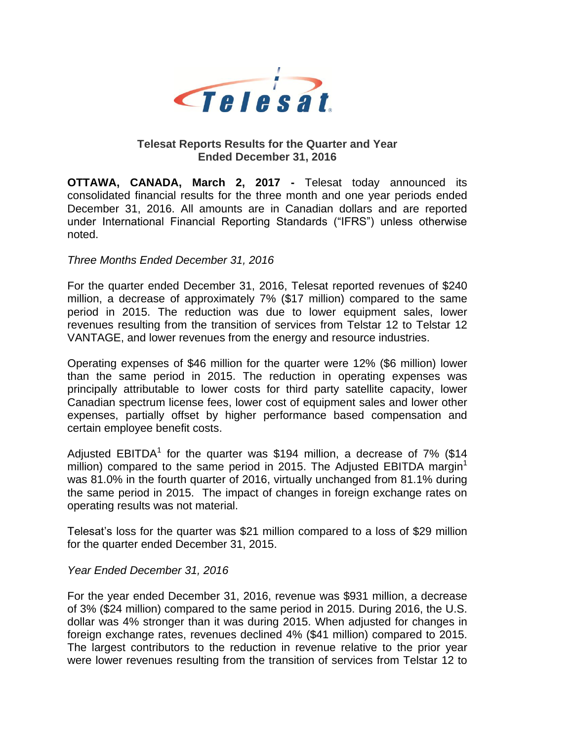# Telesat Reports Results for the Quarter and Year Ended December 31, 2016

**OTTAWA, CANADA, March 2, 2017 -** Telesat today announced its consolidated financial results for the three month and one year periods ended December 31, 2016. All amounts are in Canadian dollars and are reported under International Financial Reporting Standards ("IFRS") unless otherwise noted.

*Three Months Ended December 31, 2016*

For the quarter ended December 31, 2016, Telesat reported revenues of $240 million, a decrease of approximately 7% ($17 million) compared to the same period in 2015. The reduction was due to lower equipment sales, lower revenues resulting from the transition of services from Telstar 12 to Telstar 12 VANTAGE, and lower revenues from the energy and resource industries.

Operating expenses of $46 million for the quarter were 12% ($6 million) lower than the same period in 2015. The reduction in operating expenses was principally attributable to lower costs for third party satellite capacity, lower Canadian spectrum license fees, lower cost of equipment sales and lower other expenses, partially offset by higher performance based compensation and certain employee benefit costs.

Adjusted EBITDA[1] for the quarter was $194 million, a decrease of 7% ($14 million) compared to the same period in 2015. The Adjusted EBITDA margin[1] was 81.0% in the fourth quarter of 2016, virtually unchanged from 81.1% during the same period in 2015. The impact of changes in foreign exchange rates on operating results was not material.

Telesat's loss for the quarter was $21 million compared to a loss of $29 million for the quarter ended December 31, 2015.

*Year Ended December 31, 2016*

For the year ended December 31, 2016, revenue was $931 million, a decrease of 3% ($24 million) compared to the same period in 2015. During 2016, the U.S. dollar was 4% stronger than it was during 2015. When adjusted for changes in foreign exchange rates, revenues declined 4% ($41 million) compared to 2015. The largest contributors to the reduction in revenue relative to the prior year were lower revenues resulting from the transition of services from Telstar 12 to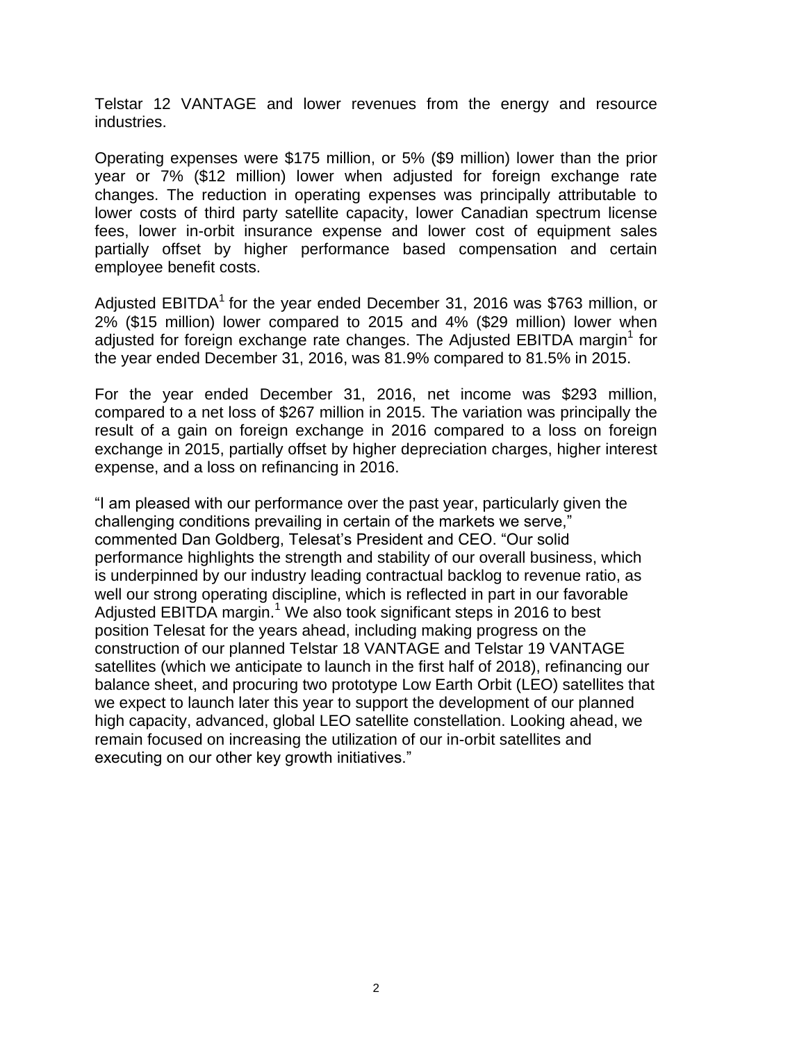Telstar 12 VANTAGE and lower revenues from the energy and resource industries.

Operating expenses were $175 million, or 5% ($9 million) lower than the prior year or 7% ($12 million) lower when adjusted for foreign exchange rate changes. The reduction in operating expenses was principally attributable to lower costs of third party satellite capacity, lower Canadian spectrum license fees, lower in-orbit insurance expense and lower cost of equipment sales partially offset by higher performance based compensation and certain employee benefit costs.

Adjusted EBITDA[1] for the year ended December 31, 2016 was $763 million, or 2% ($15 million) lower compared to 2015 and 4% ($29 million) lower when adjusted for foreign exchange rate changes. The Adjusted EBITDA margin[1] for the year ended December 31, 2016, was 81.9% compared to 81.5% in 2015.

For the year ended December 31, 2016, net income was $293 million, compared to a net loss of $267 million in 2015. The variation was principally the result of a gain on foreign exchange in 2016 compared to a loss on foreign exchange in 2015, partially offset by higher depreciation charges, higher interest expense, and a loss on refinancing in 2016.

"I am pleased with our performance over the past year, particularly given the challenging conditions prevailing in certain of the markets we serve," commented Dan Goldberg, Telesat's President and CEO. "Our solid performance highlights the strength and stability of our overall business, which is underpinned by our industry leading contractual backlog to revenue ratio, as well our strong operating discipline, which is reflected in part in our favorable Adjusted EBITDA margin.[1] We also took significant steps in 2016 to best position Telesat for the years ahead, including making progress on the construction of our planned Telstar 18 VANTAGE and Telstar 19 VANTAGE satellites (which we anticipate to launch in the first half of 2018), refinancing our balance sheet, and procuring two prototype Low Earth Orbit (LEO) satellites that we expect to launch later this year to support the development of our planned high capacity, advanced, global LEO satellite constellation. Looking ahead, we remain focused on increasing the utilization of our in-orbit satellites and executing on our other key growth initiatives."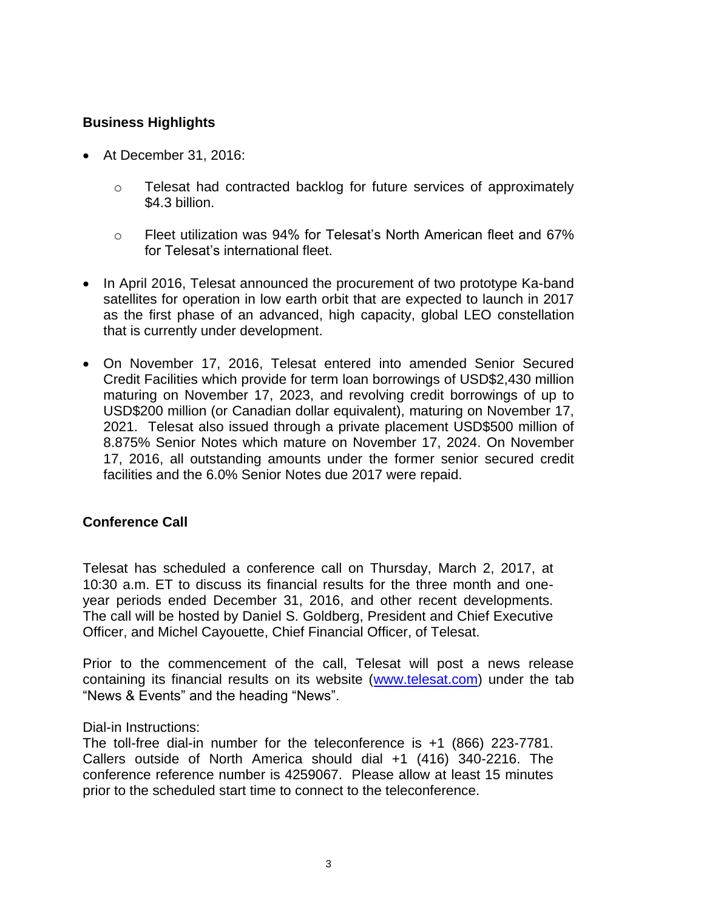## Business Highlights

- At December 31, 2016:
  - Telesat had contracted backlog for future services of approximately $4.3 billion.
  - Fleet utilization was 94% for Telesat's North American fleet and 67% for Telesat's international fleet.
- In April 2016, Telesat announced the procurement of two prototype Ka-band satellites for operation in low earth orbit that are expected to launch in 2017 as the first phase of an advanced, high capacity, global LEO constellation that is currently under development.
- On November 17, 2016, Telesat entered into amended Senior Secured Credit Facilities which provide for term loan borrowings of USD$2,430 million maturing on November 17, 2023, and revolving credit borrowings of up to USD$200 million (or Canadian dollar equivalent), maturing on November 17, 2021. Telesat also issued through a private placement USD$500 million of 8.875% Senior Notes which mature on November 17, 2024. On November 17, 2016, all outstanding amounts under the former senior secured credit facilities and the 6.0% Senior Notes due 2017 were repaid.

## Conference Call

Telesat has scheduled a conference call on Thursday, March 2, 2017, at 10:30 a.m. ET to discuss its financial results for the three month and one-year periods ended December 31, 2016, and other recent developments. The call will be hosted by Daniel S. Goldberg, President and Chief Executive Officer, and Michel Cayouette, Chief Financial Officer, of Telesat.

Prior to the commencement of the call, Telesat will post a news release containing its financial results on its website (www.telesat.com) under the tab "News & Events" and the heading "News".

Dial-in Instructions:
The toll-free dial-in number for the teleconference is +1 (866) 223-7781. Callers outside of North America should dial +1 (416) 340-2216. The conference reference number is 4259067. Please allow at least 15 minutes prior to the scheduled start time to connect to the teleconference.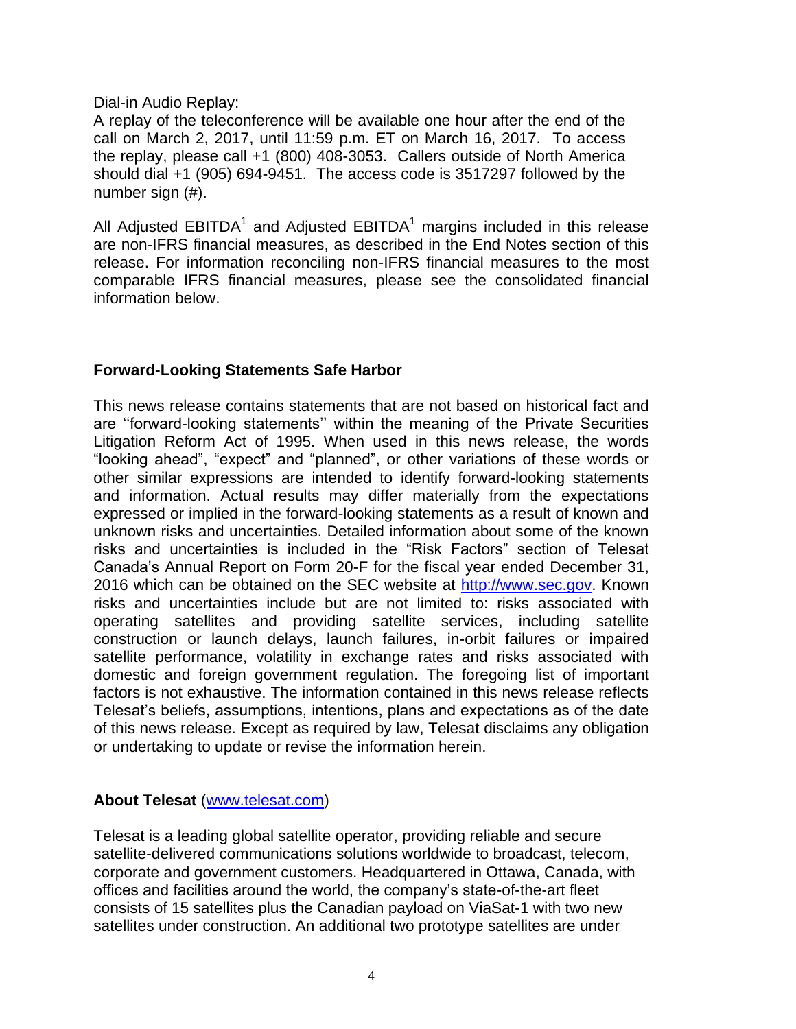Dial-in Audio Replay:
A replay of the teleconference will be available one hour after the end of the call on March 2, 2017, until 11:59 p.m. ET on March 16, 2017. To access the replay, please call +1 (800) 408-3053. Callers outside of North America should dial +1 (905) 694-9451. The access code is 3517297 followed by the number sign (#).

All Adjusted EBITDA[1] and Adjusted EBITDA[1] margins included in this release are non-IFRS financial measures, as described in the End Notes section of this release. For information reconciling non-IFRS financial measures to the most comparable IFRS financial measures, please see the consolidated financial information below.

**Forward-Looking Statements Safe Harbor**

This news release contains statements that are not based on historical fact and are ''forward-looking statements'' within the meaning of the Private Securities Litigation Reform Act of 1995. When used in this news release, the words "looking ahead", "expect" and "planned", or other variations of these words or other similar expressions are intended to identify forward-looking statements and information. Actual results may differ materially from the expectations expressed or implied in the forward-looking statements as a result of known and unknown risks and uncertainties. Detailed information about some of the known risks and uncertainties is included in the "Risk Factors" section of Telesat Canada's Annual Report on Form 20-F for the fiscal year ended December 31, 2016 which can be obtained on the SEC website at http://www.sec.gov. Known risks and uncertainties include but are not limited to: risks associated with operating satellites and providing satellite services, including satellite construction or launch delays, launch failures, in-orbit failures or impaired satellite performance, volatility in exchange rates and risks associated with domestic and foreign government regulation. The foregoing list of important factors is not exhaustive. The information contained in this news release reflects Telesat's beliefs, assumptions, intentions, plans and expectations as of the date of this news release. Except as required by law, Telesat disclaims any obligation or undertaking to update or revise the information herein.

**About Telesat** (www.telesat.com)

Telesat is a leading global satellite operator, providing reliable and secure satellite-delivered communications solutions worldwide to broadcast, telecom, corporate and government customers. Headquartered in Ottawa, Canada, with offices and facilities around the world, the company's state-of-the-art fleet consists of 15 satellites plus the Canadian payload on ViaSat-1 with two new satellites under construction. An additional two prototype satellites are under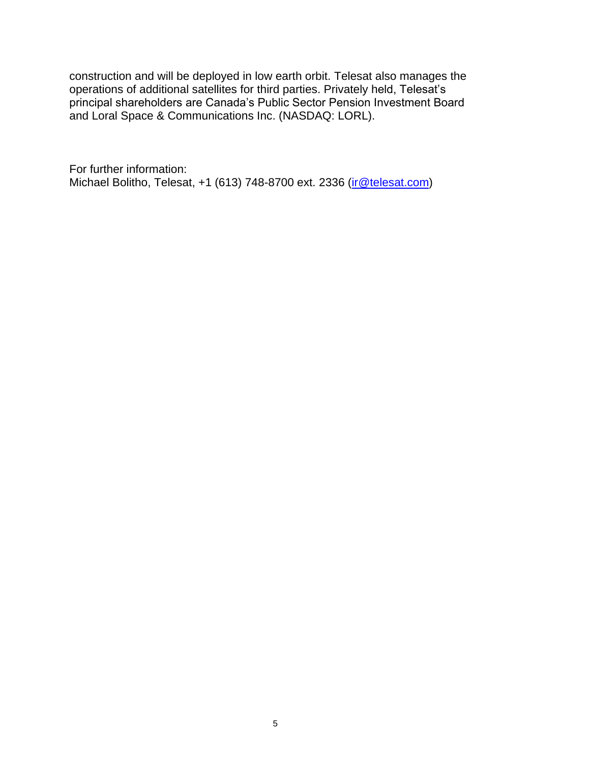construction and will be deployed in low earth orbit. Telesat also manages the operations of additional satellites for third parties. Privately held, Telesat's principal shareholders are Canada's Public Sector Pension Investment Board and Loral Space & Communications Inc. (NASDAQ: LORL).

For further information:
Michael Bolitho, Telesat, +1 (613) 748-8700 ext. 2336 (ir@telesat.com)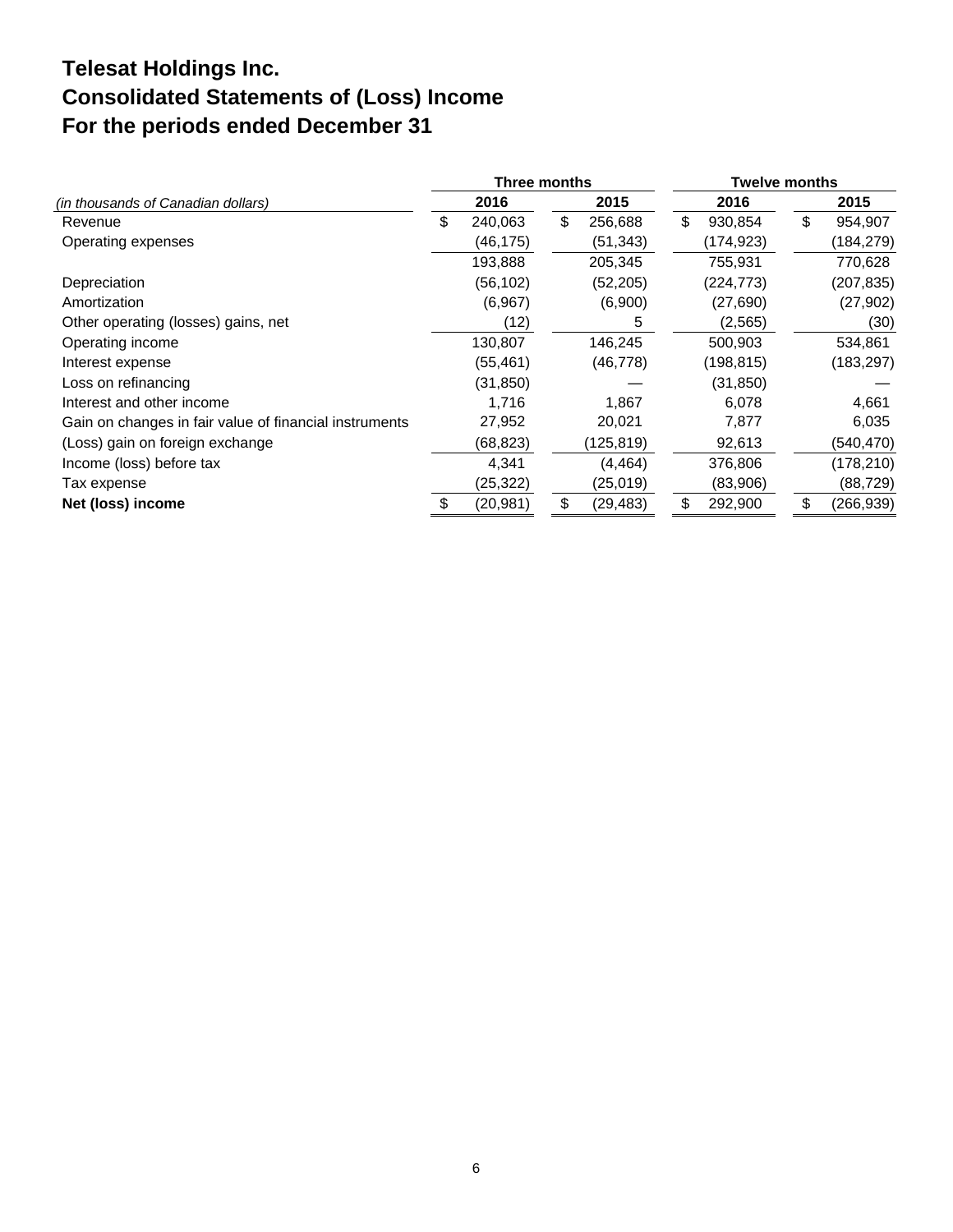# Telesat Holdings Inc.
# Consolidated Statements of (Loss) Income
# For the periods ended December 31

| *(in thousands of Canadian dollars)* | Three months 2016 | Three months 2015 | Twelve months 2016 | Twelve months 2015 |
|---|---|---|---|---|
| Revenue | $ 240,063 | $ 256,688 | $ 930,854 | $ 954,907 |
| Operating expenses | (46,175) | (51,343) | (174,923) | (184,279) |
| | 193,888 | 205,345 | 755,931 | 770,628 |
| Depreciation | (56,102) | (52,205) | (224,773) | (207,835) |
| Amortization | (6,967) | (6,900) | (27,690) | (27,902) |
| Other operating (losses) gains, net | (12) | 5 | (2,565) | (30) |
| Operating income | 130,807 | 146,245 | 500,903 | 534,861 |
| Interest expense | (55,461) | (46,778) | (198,815) | (183,297) |
| Loss on refinancing | (31,850) | — | (31,850) | — |
| Interest and other income | 1,716 | 1,867 | 6,078 | 4,661 |
| Gain on changes in fair value of financial instruments | 27,952 | 20,021 | 7,877 | 6,035 |
| (Loss) gain on foreign exchange | (68,823) | (125,819) | 92,613 | (540,470) |
| Income (loss) before tax | 4,341 | (4,464) | 376,806 | (178,210) |
| Tax expense | (25,322) | (25,019) | (83,906) | (88,729) |
| **Net (loss) income** | $ (20,981) | $ (29,483) | $ 292,900 | $ (266,939) |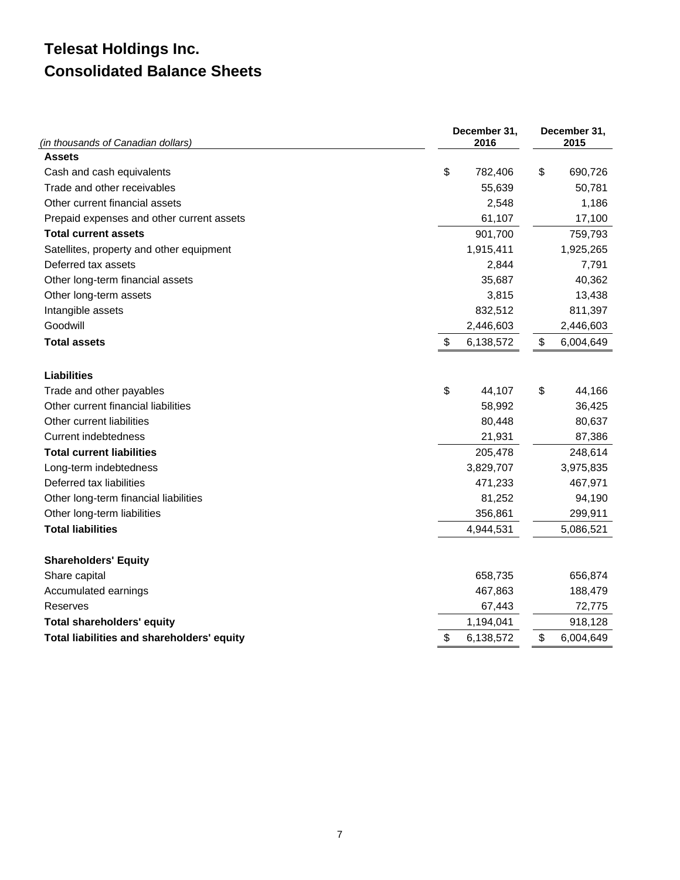# Telesat Holdings Inc.
# Consolidated Balance Sheets

| *(in thousands of Canadian dollars)* | December 31, 2016 | December 31, 2015 |
|---|---|---|
| **Assets** | | |
| Cash and cash equivalents | $ 782,406 | $ 690,726 |
| Trade and other receivables | 55,639 | 50,781 |
| Other current financial assets | 2,548 | 1,186 |
| Prepaid expenses and other current assets | 61,107 | 17,100 |
| **Total current assets** | 901,700 | 759,793 |
| Satellites, property and other equipment | 1,915,411 | 1,925,265 |
| Deferred tax assets | 2,844 | 7,791 |
| Other long-term financial assets | 35,687 | 40,362 |
| Other long-term assets | 3,815 | 13,438 |
| Intangible assets | 832,512 | 811,397 |
| Goodwill | 2,446,603 | 2,446,603 |
| **Total assets** | $ 6,138,572 | $ 6,004,649 |
| | | |
| **Liabilities** | | |
| Trade and other payables | $ 44,107 | $ 44,166 |
| Other current financial liabilities | 58,992 | 36,425 |
| Other current liabilities | 80,448 | 80,637 |
| Current indebtedness | 21,931 | 87,386 |
| **Total current liabilities** | 205,478 | 248,614 |
| Long-term indebtedness | 3,829,707 | 3,975,835 |
| Deferred tax liabilities | 471,233 | 467,971 |
| Other long-term financial liabilities | 81,252 | 94,190 |
| Other long-term liabilities | 356,861 | 299,911 |
| **Total liabilities** | 4,944,531 | 5,086,521 |
| | | |
| **Shareholders' Equity** | | |
| Share capital | 658,735 | 656,874 |
| Accumulated earnings | 467,863 | 188,479 |
| Reserves | 67,443 | 72,775 |
| **Total shareholders' equity** | 1,194,041 | 918,128 |
| **Total liabilities and shareholders' equity** | $ 6,138,572 | $ 6,004,649 |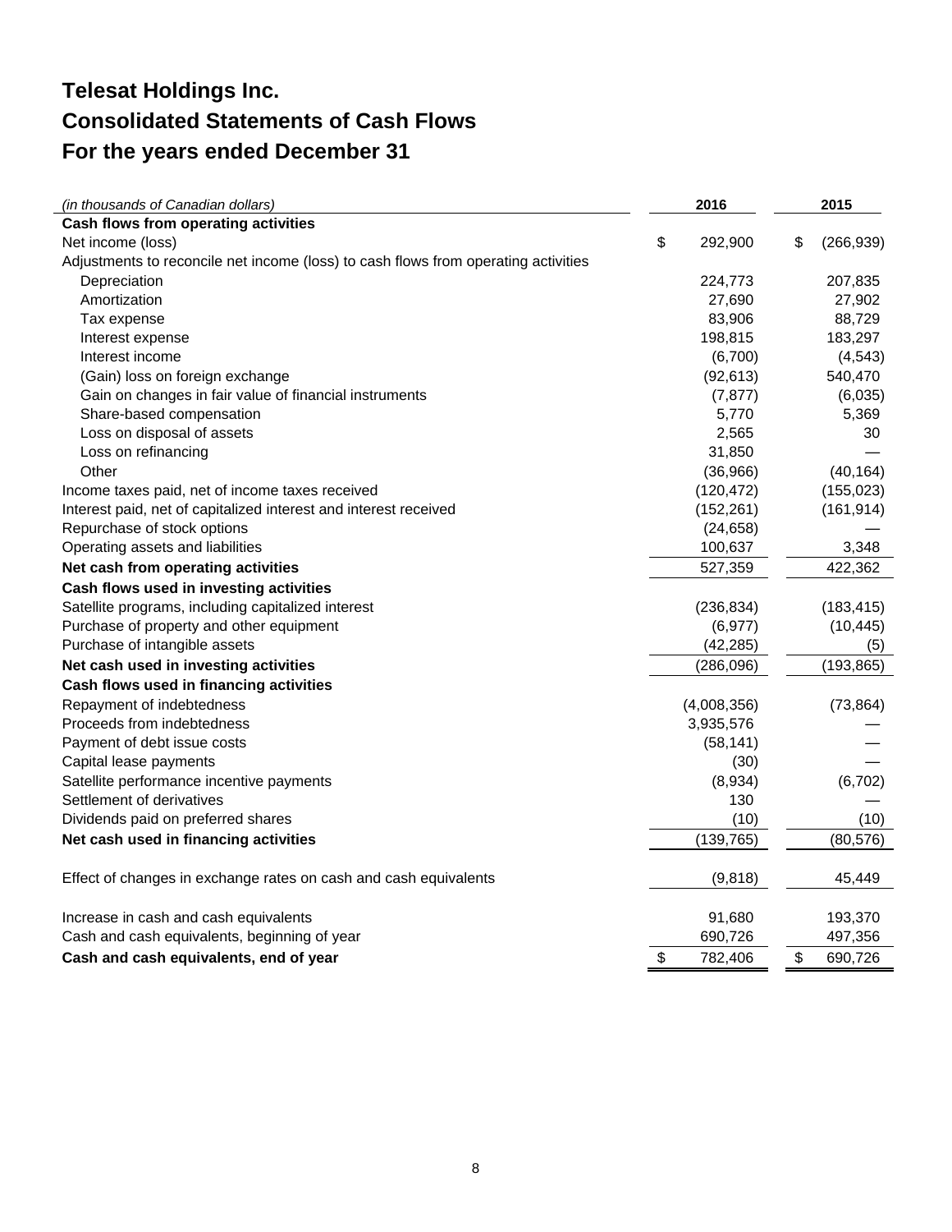# Telesat Holdings Inc.
# Consolidated Statements of Cash Flows
# For the years ended December 31

| *(in thousands of Canadian dollars)* | 2016 | 2015 |
|---|---|---|
| **Cash flows from operating activities** | | |
| Net income (loss) | $ 292,900 | $ (266,939) |
| Adjustments to reconcile net income (loss) to cash flows from operating activities | | |
| Depreciation | 224,773 | 207,835 |
| Amortization | 27,690 | 27,902 |
| Tax expense | 83,906 | 88,729 |
| Interest expense | 198,815 | 183,297 |
| Interest income | (6,700) | (4,543) |
| (Gain) loss on foreign exchange | (92,613) | 540,470 |
| Gain on changes in fair value of financial instruments | (7,877) | (6,035) |
| Share-based compensation | 5,770 | 5,369 |
| Loss on disposal of assets | 2,565 | 30 |
| Loss on refinancing | 31,850 | — |
| Other | (36,966) | (40,164) |
| Income taxes paid, net of income taxes received | (120,472) | (155,023) |
| Interest paid, net of capitalized interest and interest received | (152,261) | (161,914) |
| Repurchase of stock options | (24,658) | — |
| Operating assets and liabilities | 100,637 | 3,348 |
| **Net cash from operating activities** | 527,359 | 422,362 |
| **Cash flows used in investing activities** | | |
| Satellite programs, including capitalized interest | (236,834) | (183,415) |
| Purchase of property and other equipment | (6,977) | (10,445) |
| Purchase of intangible assets | (42,285) | (5) |
| **Net cash used in investing activities** | (286,096) | (193,865) |
| **Cash flows used in financing activities** | | |
| Repayment of indebtedness | (4,008,356) | (73,864) |
| Proceeds from indebtedness | 3,935,576 | — |
| Payment of debt issue costs | (58,141) | — |
| Capital lease payments | (30) | — |
| Satellite performance incentive payments | (8,934) | (6,702) |
| Settlement of derivatives | 130 | — |
| Dividends paid on preferred shares | (10) | (10) |
| **Net cash used in financing activities** | (139,765) | (80,576) |
| Effect of changes in exchange rates on cash and cash equivalents | (9,818) | 45,449 |
| Increase in cash and cash equivalents | 91,680 | 193,370 |
| Cash and cash equivalents, beginning of year | 690,726 | 497,356 |
| **Cash and cash equivalents, end of year** | $ 782,406 | $ 690,726 |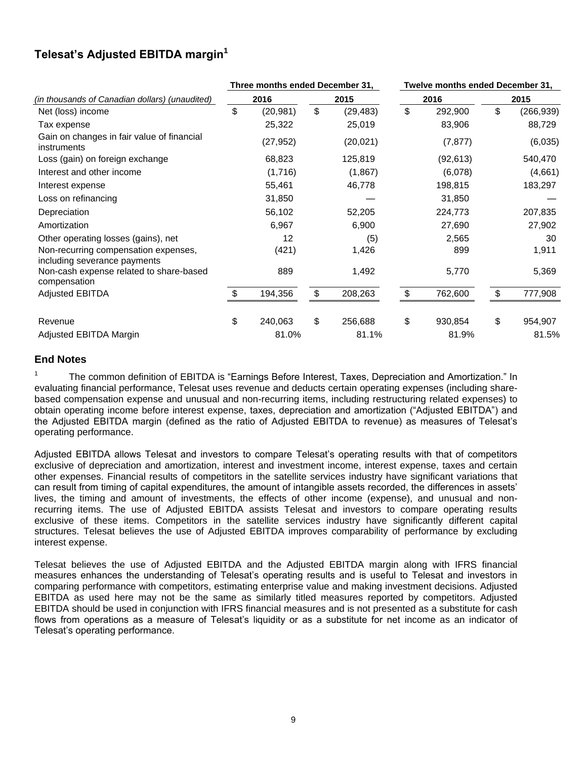## Telesat's Adjusted EBITDA margin[1]

| | Three months ended December 31, | | Twelve months ended December 31, | |
|---|---|---|---|---|
| *(in thousands of Canadian dollars) (unaudited)* | 2016 | 2015 | 2016 | 2015 |
| Net (loss) income | $ (20,981) | $ (29,483) | $ 292,900 | $ (266,939) |
| Tax expense | 25,322 | 25,019 | 83,906 | 88,729 |
| Gain on changes in fair value of financial instruments | (27,952) | (20,021) | (7,877) | (6,035) |
| Loss (gain) on foreign exchange | 68,823 | 125,819 | (92,613) | 540,470 |
| Interest and other income | (1,716) | (1,867) | (6,078) | (4,661) |
| Interest expense | 55,461 | 46,778 | 198,815 | 183,297 |
| Loss on refinancing | 31,850 | — | 31,850 | — |
| Depreciation | 56,102 | 52,205 | 224,773 | 207,835 |
| Amortization | 6,967 | 6,900 | 27,690 | 27,902 |
| Other operating losses (gains), net | 12 | (5) | 2,565 | 30 |
| Non-recurring compensation expenses, including severance payments | (421) | 1,426 | 899 | 1,911 |
| Non-cash expense related to share-based compensation | 889 | 1,492 | 5,770 | 5,369 |
| Adjusted EBITDA | $ 194,356 | $ 208,263 | $ 762,600 | $ 777,908 |
| | | | | |
| Revenue | $ 240,063 | $ 256,688 | $ 930,854 | $ 954,907 |
| Adjusted EBITDA Margin | 81.0% | 81.1% | 81.9% | 81.5% |

## End Notes

[1] The common definition of EBITDA is "Earnings Before Interest, Taxes, Depreciation and Amortization." In evaluating financial performance, Telesat uses revenue and deducts certain operating expenses (including share-based compensation expense and unusual and non-recurring items, including restructuring related expenses) to obtain operating income before interest expense, taxes, depreciation and amortization ("Adjusted EBITDA") and the Adjusted EBITDA margin (defined as the ratio of Adjusted EBITDA to revenue) as measures of Telesat's operating performance.

Adjusted EBITDA allows Telesat and investors to compare Telesat's operating results with that of competitors exclusive of depreciation and amortization, interest and investment income, interest expense, taxes and certain other expenses. Financial results of competitors in the satellite services industry have significant variations that can result from timing of capital expenditures, the amount of intangible assets recorded, the differences in assets' lives, the timing and amount of investments, the effects of other income (expense), and unusual and non-recurring items. The use of Adjusted EBITDA assists Telesat and investors to compare operating results exclusive of these items. Competitors in the satellite services industry have significantly different capital structures. Telesat believes the use of Adjusted EBITDA improves comparability of performance by excluding interest expense.

Telesat believes the use of Adjusted EBITDA and the Adjusted EBITDA margin along with IFRS financial measures enhances the understanding of Telesat's operating results and is useful to Telesat and investors in comparing performance with competitors, estimating enterprise value and making investment decisions. Adjusted EBITDA as used here may not be the same as similarly titled measures reported by competitors. Adjusted EBITDA should be used in conjunction with IFRS financial measures and is not presented as a substitute for cash flows from operations as a measure of Telesat's liquidity or as a substitute for net income as an indicator of Telesat's operating performance.